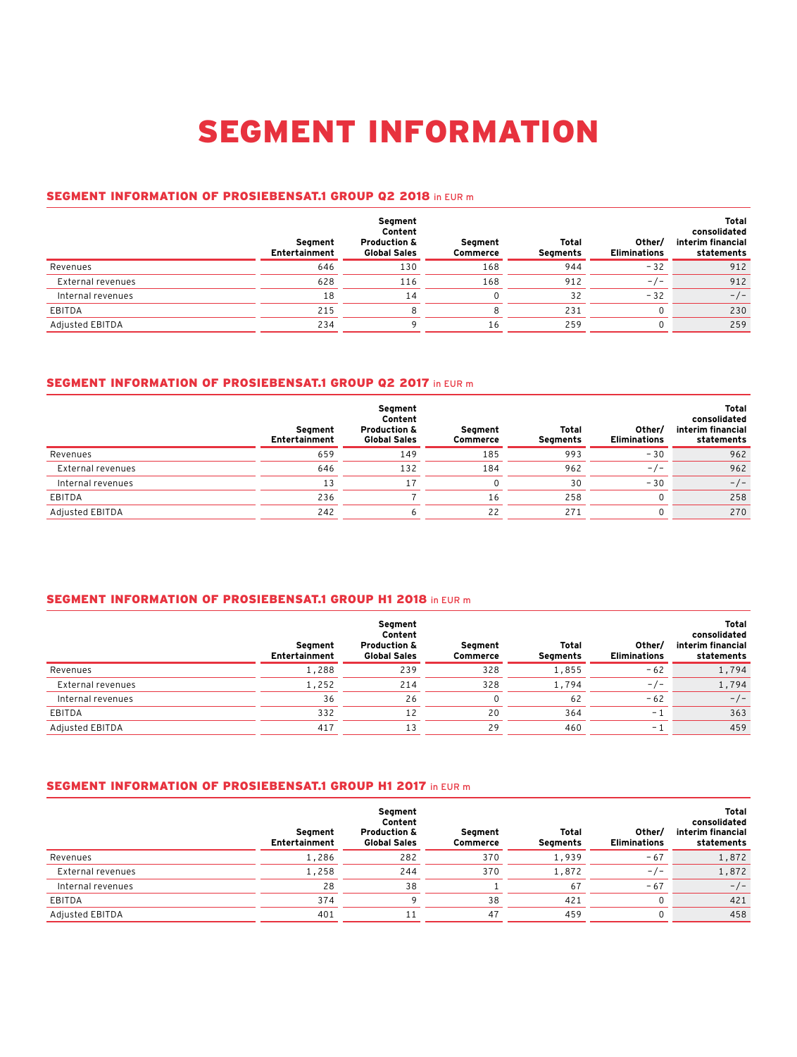# SEGMENT INFORMATION

## SEGMENT INFORMATION OF PROSIEBENSAT.1 GROUP Q2 2018 in EUR m

| | Segment Entertainment | Segment Content Production & Global Sales | Segment Commerce | Total Segments | Other/ Eliminations | Total consolidated interim financial statements |
|---|---|---|---|---|---|---|
| Revenues | 646 | 130 | 168 | 944 | – 32 | 912 |
| External revenues | 628 | 116 | 168 | 912 | –/– | 912 |
| Internal revenues | 18 | 14 | 0 | 32 | – 32 | –/– |
| EBITDA | 215 | 8 | 8 | 231 | 0 | 230 |
| Adjusted EBITDA | 234 | 9 | 16 | 259 | 0 | 259 |

## SEGMENT INFORMATION OF PROSIEBENSAT.1 GROUP Q2 2017 in EUR m

| | Segment Entertainment | Segment Content Production & Global Sales | Segment Commerce | Total Segments | Other/ Eliminations | Total consolidated interim financial statements |
|---|---|---|---|---|---|---|
| Revenues | 659 | 149 | 185 | 993 | – 30 | 962 |
| External revenues | 646 | 132 | 184 | 962 | –/– | 962 |
| Internal revenues | 13 | 17 | 0 | 30 | – 30 | –/– |
| EBITDA | 236 | 7 | 16 | 258 | 0 | 258 |
| Adjusted EBITDA | 242 | 6 | 22 | 271 | 0 | 270 |

## SEGMENT INFORMATION OF PROSIEBENSAT.1 GROUP H1 2018 in EUR m

| | Segment Entertainment | Segment Content Production & Global Sales | Segment Commerce | Total Segments | Other/ Eliminations | Total consolidated interim financial statements |
|---|---|---|---|---|---|---|
| Revenues | 1,288 | 239 | 328 | 1,855 | – 62 | 1,794 |
| External revenues | 1,252 | 214 | 328 | 1,794 | –/– | 1,794 |
| Internal revenues | 36 | 26 | 0 | 62 | – 62 | –/– |
| EBITDA | 332 | 12 | 20 | 364 | – 1 | 363 |
| Adjusted EBITDA | 417 | 13 | 29 | 460 | – 1 | 459 |

## SEGMENT INFORMATION OF PROSIEBENSAT.1 GROUP H1 2017 in EUR m

| | Segment Entertainment | Segment Content Production & Global Sales | Segment Commerce | Total Segments | Other/ Eliminations | Total consolidated interim financial statements |
|---|---|---|---|---|---|---|
| Revenues | 1,286 | 282 | 370 | 1,939 | – 67 | 1,872 |
| External revenues | 1,258 | 244 | 370 | 1,872 | –/– | 1,872 |
| Internal revenues | 28 | 38 | 1 | 67 | – 67 | –/– |
| EBITDA | 374 | 9 | 38 | 421 | 0 | 421 |
| Adjusted EBITDA | 401 | 11 | 47 | 459 | 0 | 458 |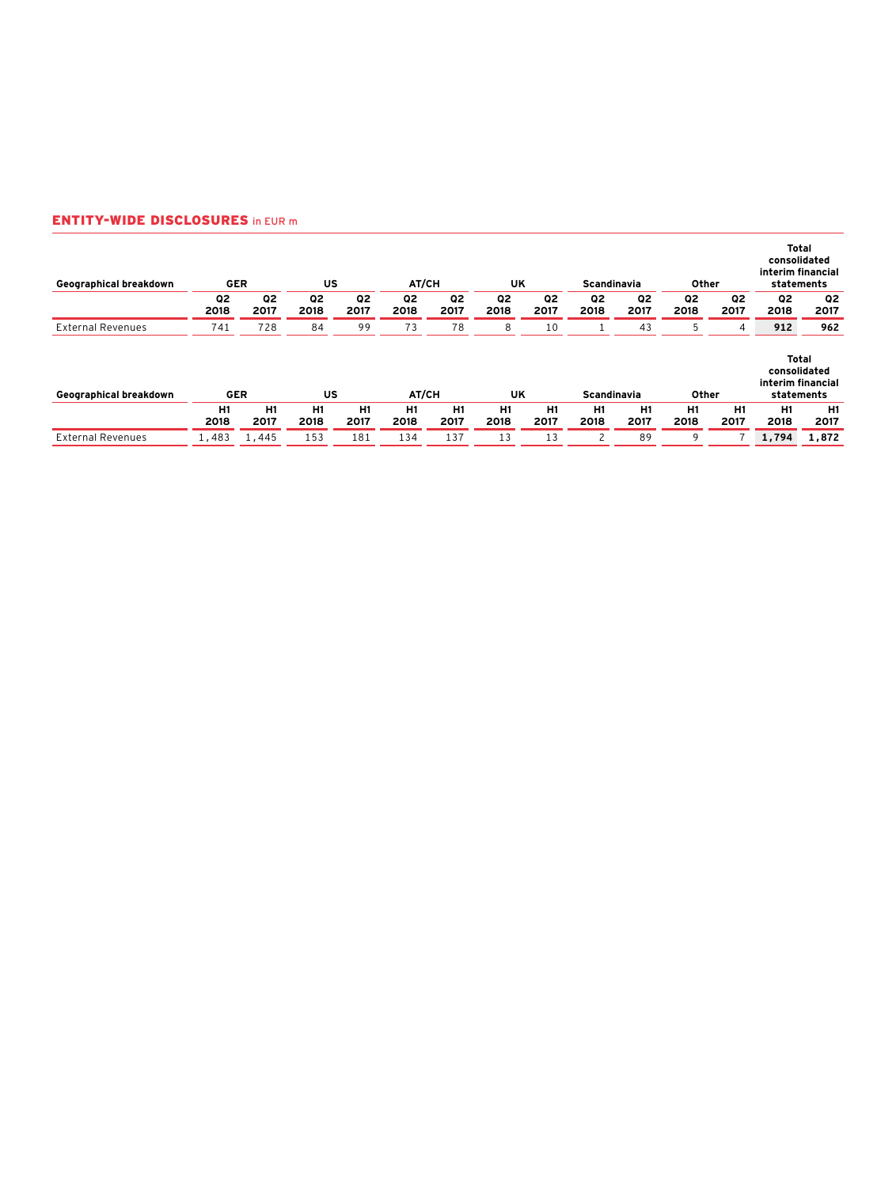## ENTITY-WIDE DISCLOSURES in EUR m

| Geographical breakdown | GER | | US | | AT/CH | | UK | | Scandinavia | | Other | | Total consolidated interim financial statements | |
|---|---|---|---|---|---|---|---|---|---|---|---|---|---|---|
| | Q2 2018 | Q2 2017 | Q2 2018 | Q2 2017 | Q2 2018 | Q2 2017 | Q2 2018 | Q2 2017 | Q2 2018 | Q2 2017 | Q2 2018 | Q2 2017 | Q2 2018 | Q2 2017 |
| External Revenues | 741 | 728 | 84 | 99 | 73 | 78 | 8 | 10 | 1 | 43 | 5 | 4 | **912** | **962** |

| Geographical breakdown | GER | | US | | AT/CH | | UK | | Scandinavia | | Other | | Total consolidated interim financial statements | |
|---|---|---|---|---|---|---|---|---|---|---|---|---|---|---|
| | H1 2018 | H1 2017 | H1 2018 | H1 2017 | H1 2018 | H1 2017 | H1 2018 | H1 2017 | H1 2018 | H1 2017 | H1 2018 | H1 2017 | H1 2018 | H1 2017 |
| External Revenues | 1,483 | 1,445 | 153 | 181 | 134 | 137 | 13 | 13 | 2 | 89 | 9 | 7 | **1,794** | **1,872** |